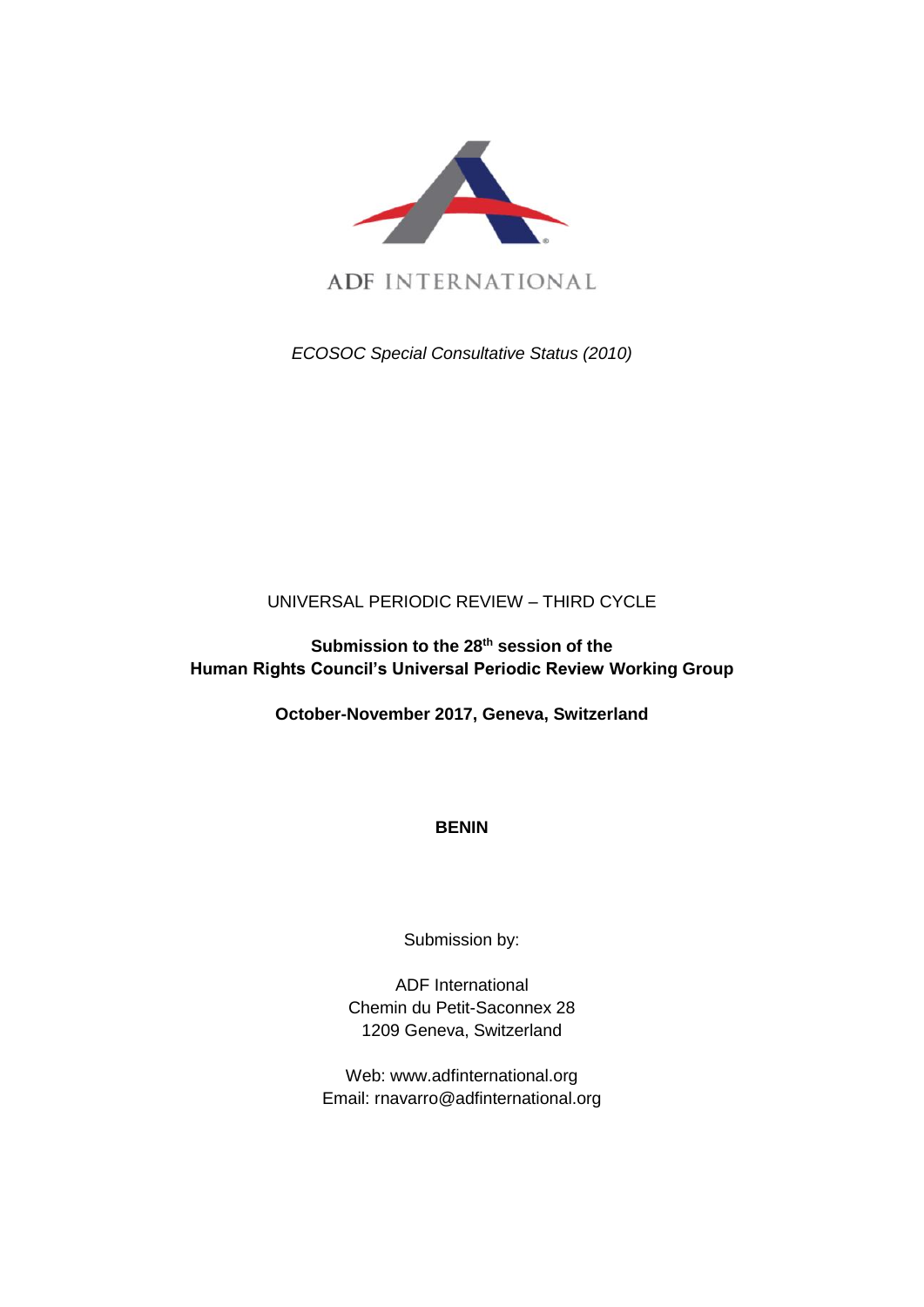ADF INTERNATIONAL

*ECOSOC Special Consultative Status (2010)*

UNIVERSAL PERIODIC REVIEW – THIRD CYCLE

**Submission to the 28th session of the Human Rights Council's Universal Periodic Review Working Group**

**October-November 2017, Geneva, Switzerland**

**BENIN**

Submission by:

ADF International
Chemin du Petit-Saconnex 28
1209 Geneva, Switzerland

Web: www.adfinternational.org
Email: rnavarro@adfinternational.org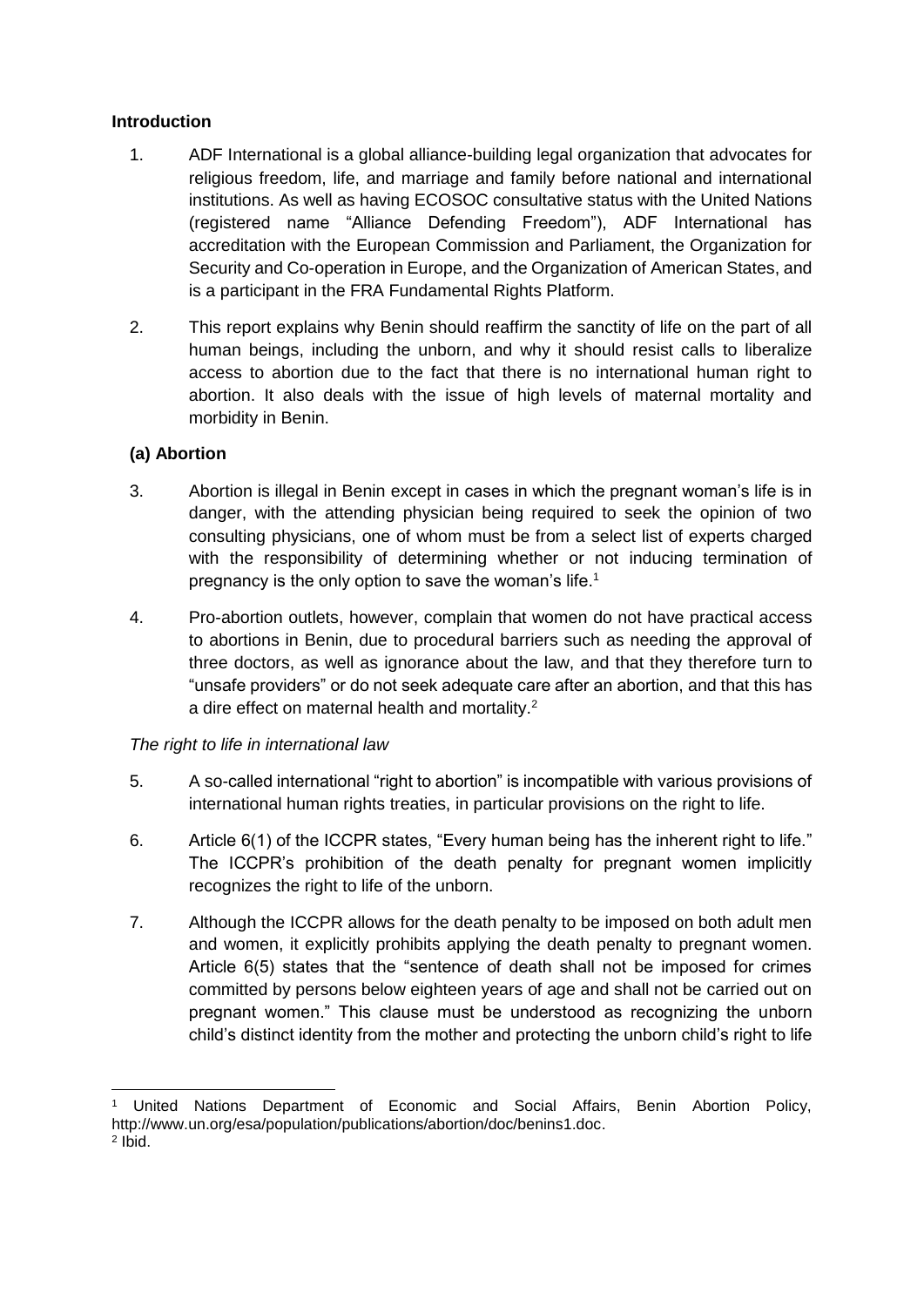### Introduction

1. ADF International is a global alliance-building legal organization that advocates for religious freedom, life, and marriage and family before national and international institutions. As well as having ECOSOC consultative status with the United Nations (registered name "Alliance Defending Freedom"), ADF International has accreditation with the European Commission and Parliament, the Organization for Security and Co-operation in Europe, and the Organization of American States, and is a participant in the FRA Fundamental Rights Platform.

2. This report explains why Benin should reaffirm the sanctity of life on the part of all human beings, including the unborn, and why it should resist calls to liberalize access to abortion due to the fact that there is no international human right to abortion. It also deals with the issue of high levels of maternal mortality and morbidity in Benin.

### (a) Abortion

3. Abortion is illegal in Benin except in cases in which the pregnant woman's life is in danger, with the attending physician being required to seek the opinion of two consulting physicians, one of whom must be from a select list of experts charged with the responsibility of determining whether or not inducing termination of pregnancy is the only option to save the woman's life.[1]

4. Pro-abortion outlets, however, complain that women do not have practical access to abortions in Benin, due to procedural barriers such as needing the approval of three doctors, as well as ignorance about the law, and that they therefore turn to "unsafe providers" or do not seek adequate care after an abortion, and that this has a dire effect on maternal health and mortality.[2]

*The right to life in international law*

5. A so-called international "right to abortion" is incompatible with various provisions of international human rights treaties, in particular provisions on the right to life.

6. Article 6(1) of the ICCPR states, "Every human being has the inherent right to life." The ICCPR's prohibition of the death penalty for pregnant women implicitly recognizes the right to life of the unborn.

7. Although the ICCPR allows for the death penalty to be imposed on both adult men and women, it explicitly prohibits applying the death penalty to pregnant women. Article 6(5) states that the "sentence of death shall not be imposed for crimes committed by persons below eighteen years of age and shall not be carried out on pregnant women." This clause must be understood as recognizing the unborn child's distinct identity from the mother and protecting the unborn child's right to life

---

[1] United Nations Department of Economic and Social Affairs, Benin Abortion Policy, http://www.un.org/esa/population/publications/abortion/doc/benins1.doc.

[2] Ibid.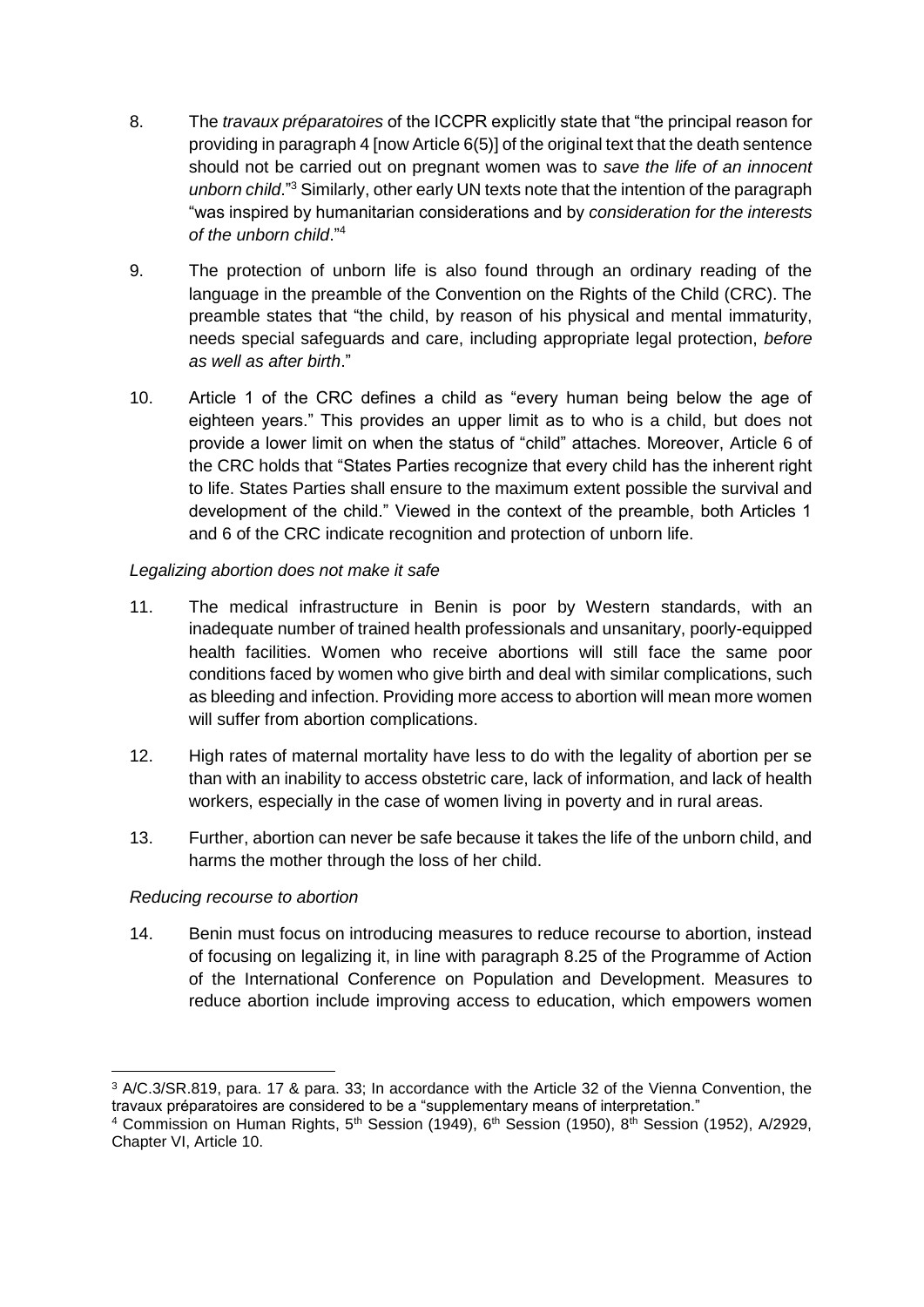8. The *travaux préparatoires* of the ICCPR explicitly state that "the principal reason for providing in paragraph 4 [now Article 6(5)] of the original text that the death sentence should not be carried out on pregnant women was to *save the life of an innocent unborn child*."[3] Similarly, other early UN texts note that the intention of the paragraph "was inspired by humanitarian considerations and by *consideration for the interests of the unborn child*."[4]

9. The protection of unborn life is also found through an ordinary reading of the language in the preamble of the Convention on the Rights of the Child (CRC). The preamble states that "the child, by reason of his physical and mental immaturity, needs special safeguards and care, including appropriate legal protection, *before as well as after birth*."

10. Article 1 of the CRC defines a child as "every human being below the age of eighteen years." This provides an upper limit as to who is a child, but does not provide a lower limit on when the status of "child" attaches. Moreover, Article 6 of the CRC holds that "States Parties recognize that every child has the inherent right to life. States Parties shall ensure to the maximum extent possible the survival and development of the child." Viewed in the context of the preamble, both Articles 1 and 6 of the CRC indicate recognition and protection of unborn life.

*Legalizing abortion does not make it safe*

11. The medical infrastructure in Benin is poor by Western standards, with an inadequate number of trained health professionals and unsanitary, poorly-equipped health facilities. Women who receive abortions will still face the same poor conditions faced by women who give birth and deal with similar complications, such as bleeding and infection. Providing more access to abortion will mean more women will suffer from abortion complications.

12. High rates of maternal mortality have less to do with the legality of abortion per se than with an inability to access obstetric care, lack of information, and lack of health workers, especially in the case of women living in poverty and in rural areas.

13. Further, abortion can never be safe because it takes the life of the unborn child, and harms the mother through the loss of her child.

*Reducing recourse to abortion*

14. Benin must focus on introducing measures to reduce recourse to abortion, instead of focusing on legalizing it, in line with paragraph 8.25 of the Programme of Action of the International Conference on Population and Development. Measures to reduce abortion include improving access to education, which empowers women

---

[3] A/C.3/SR.819, para. 17 & para. 33; In accordance with the Article 32 of the Vienna Convention, the travaux préparatoires are considered to be a "supplementary means of interpretation."

[4] Commission on Human Rights, 5th Session (1949), 6th Session (1950), 8th Session (1952), A/2929, Chapter VI, Article 10.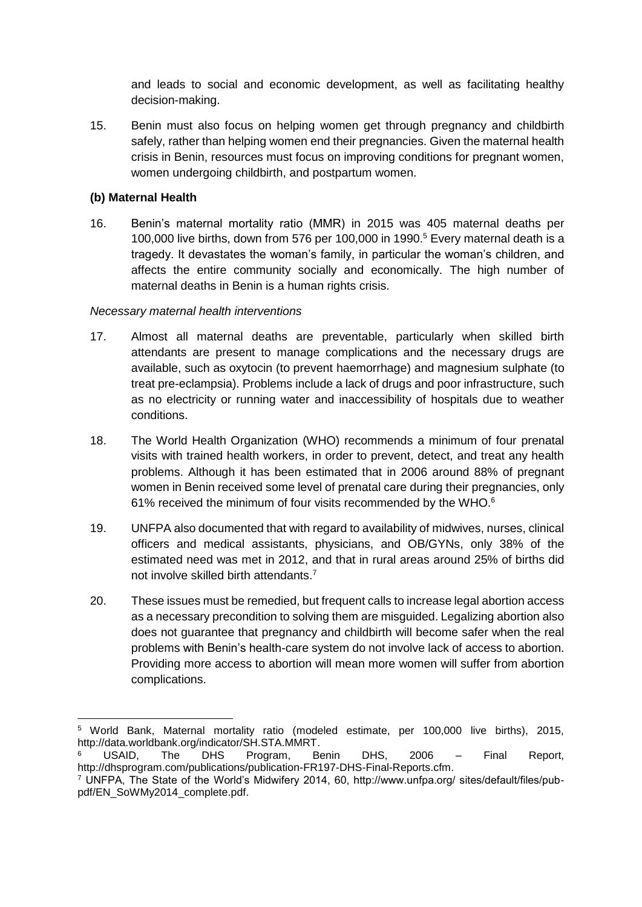and leads to social and economic development, as well as facilitating healthy decision-making.

15. Benin must also focus on helping women get through pregnancy and childbirth safely, rather than helping women end their pregnancies. Given the maternal health crisis in Benin, resources must focus on improving conditions for pregnant women, women undergoing childbirth, and postpartum women.

**(b) Maternal Health**

16. Benin's maternal mortality ratio (MMR) in 2015 was 405 maternal deaths per 100,000 live births, down from 576 per 100,000 in 1990.[5] Every maternal death is a tragedy. It devastates the woman's family, in particular the woman's children, and affects the entire community socially and economically. The high number of maternal deaths in Benin is a human rights crisis.

*Necessary maternal health interventions*

17. Almost all maternal deaths are preventable, particularly when skilled birth attendants are present to manage complications and the necessary drugs are available, such as oxytocin (to prevent haemorrhage) and magnesium sulphate (to treat pre-eclampsia). Problems include a lack of drugs and poor infrastructure, such as no electricity or running water and inaccessibility of hospitals due to weather conditions.

18. The World Health Organization (WHO) recommends a minimum of four prenatal visits with trained health workers, in order to prevent, detect, and treat any health problems. Although it has been estimated that in 2006 around 88% of pregnant women in Benin received some level of prenatal care during their pregnancies, only 61% received the minimum of four visits recommended by the WHO.[6]

19. UNFPA also documented that with regard to availability of midwives, nurses, clinical officers and medical assistants, physicians, and OB/GYNs, only 38% of the estimated need was met in 2012, and that in rural areas around 25% of births did not involve skilled birth attendants.[7]

20. These issues must be remedied, but frequent calls to increase legal abortion access as a necessary precondition to solving them are misguided. Legalizing abortion also does not guarantee that pregnancy and childbirth will become safer when the real problems with Benin's health-care system do not involve lack of access to abortion. Providing more access to abortion will mean more women will suffer from abortion complications.

---

[5] World Bank, Maternal mortality ratio (modeled estimate, per 100,000 live births), 2015, http://data.worldbank.org/indicator/SH.STA.MMRT.

[6] USAID, The DHS Program, Benin DHS, 2006 – Final Report, http://dhsprogram.com/publications/publication-FR197-DHS-Final-Reports.cfm.

[7] UNFPA, The State of the World's Midwifery 2014, 60, http://www.unfpa.org/ sites/default/files/pub-pdf/EN_SoWMy2014_complete.pdf.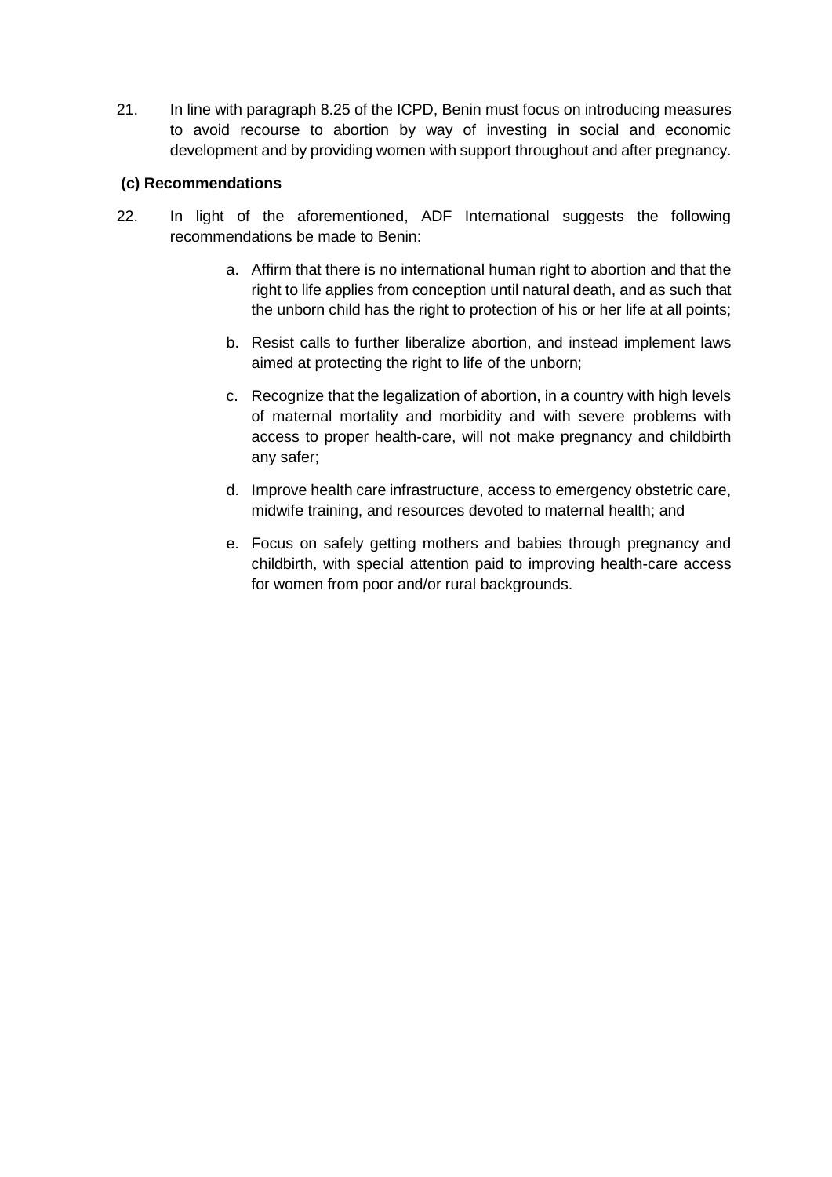21. In line with paragraph 8.25 of the ICPD, Benin must focus on introducing measures to avoid recourse to abortion by way of investing in social and economic development and by providing women with support throughout and after pregnancy.

### (c) Recommendations

22. In light of the aforementioned, ADF International suggests the following recommendations be made to Benin:

    a. Affirm that there is no international human right to abortion and that the right to life applies from conception until natural death, and as such that the unborn child has the right to protection of his or her life at all points;

    b. Resist calls to further liberalize abortion, and instead implement laws aimed at protecting the right to life of the unborn;

    c. Recognize that the legalization of abortion, in a country with high levels of maternal mortality and morbidity and with severe problems with access to proper health-care, will not make pregnancy and childbirth any safer;

    d. Improve health care infrastructure, access to emergency obstetric care, midwife training, and resources devoted to maternal health; and

    e. Focus on safely getting mothers and babies through pregnancy and childbirth, with special attention paid to improving health-care access for women from poor and/or rural backgrounds.